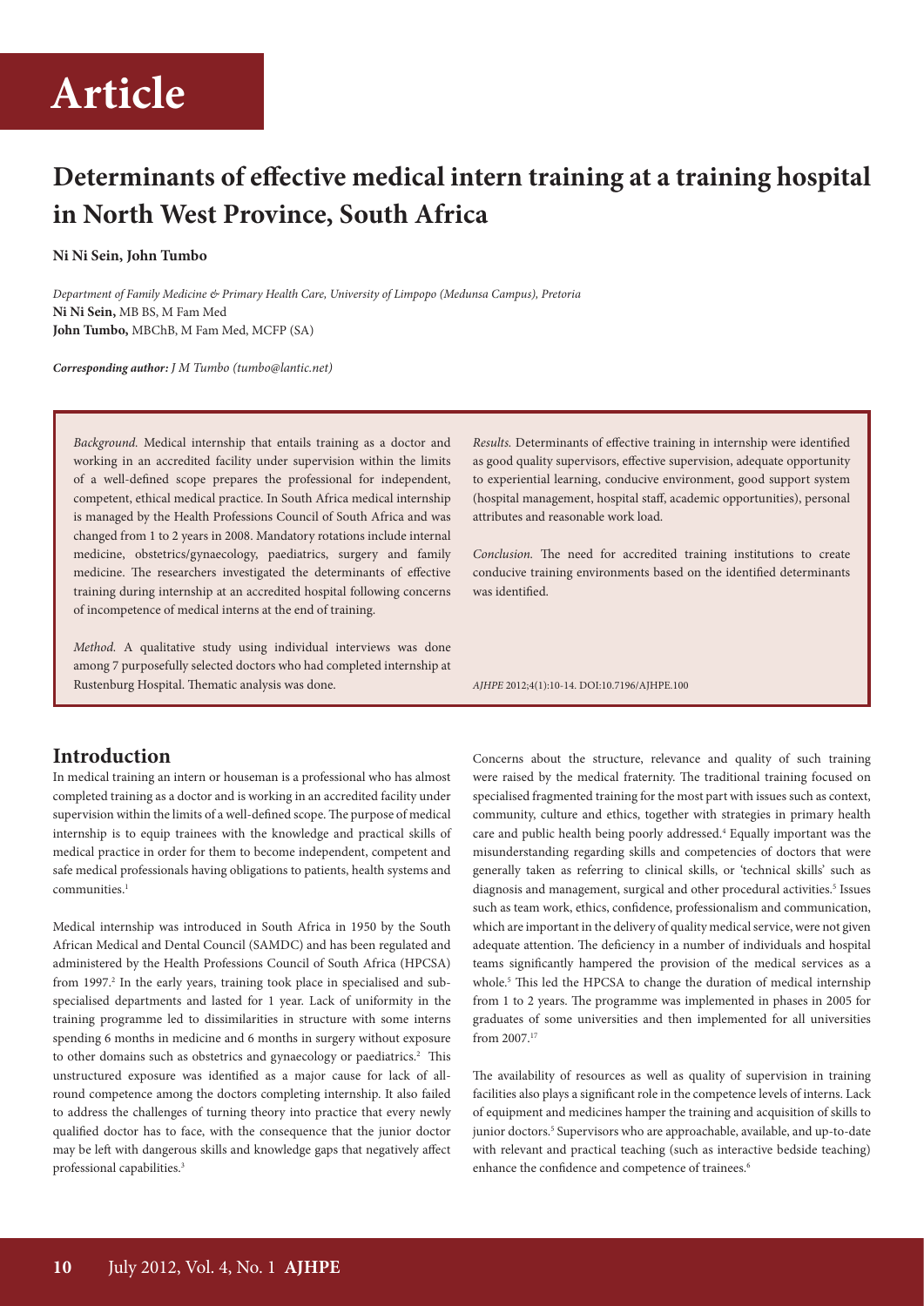# Article

## Determinants of effective medical intern training at a training hospital in North West Province, South Africa

**Ni Ni Sein, John Tumbo**

*Department of Family Medicine & Primary Health Care, University of Limpopo (Medunsa Campus), Pretoria*
**Ni Ni Sein,** MB BS, M Fam Med
**John Tumbo,** MBChB, M Fam Med, MCFP (SA)

***Corresponding author:** J M Tumbo (tumbo@lantic.net)*

*Background.* Medical internship that entails training as a doctor and working in an accredited facility under supervision within the limits of a well-defined scope prepares the professional for independent, competent, ethical medical practice. In South Africa medical internship is managed by the Health Professions Council of South Africa and was changed from 1 to 2 years in 2008. Mandatory rotations include internal medicine, obstetrics/gynaecology, paediatrics, surgery and family medicine. The researchers investigated the determinants of effective training during internship at an accredited hospital following concerns of incompetence of medical interns at the end of training.

*Method.* A qualitative study using individual interviews was done among 7 purposefully selected doctors who had completed internship at Rustenburg Hospital. Thematic analysis was done.

*Results.* Determinants of effective training in internship were identified as good quality supervisors, effective supervision, adequate opportunity to experiential learning, conducive environment, good support system (hospital management, hospital staff, academic opportunities), personal attributes and reasonable work load.

*Conclusion.* The need for accredited training institutions to create conducive training environments based on the identified determinants was identified.

*AJHPE* 2012;4(1):10-14. DOI:10.7196/AJHPE.100

## Introduction

In medical training an intern or houseman is a professional who has almost completed training as a doctor and is working in an accredited facility under supervision within the limits of a well-defined scope. The purpose of medical internship is to equip trainees with the knowledge and practical skills of medical practice in order for them to become independent, competent and safe medical professionals having obligations to patients, health systems and communities.[1]

Medical internship was introduced in South Africa in 1950 by the South African Medical and Dental Council (SAMDC) and has been regulated and administered by the Health Professions Council of South Africa (HPCSA) from 1997.[2] In the early years, training took place in specialised and sub-specialised departments and lasted for 1 year. Lack of uniformity in the training programme led to dissimilarities in structure with some interns spending 6 months in medicine and 6 months in surgery without exposure to other domains such as obstetrics and gynaecology or paediatrics.[2] This unstructured exposure was identified as a major cause for lack of all-round competence among the doctors completing internship. It also failed to address the challenges of turning theory into practice that every newly qualified doctor has to face, with the consequence that the junior doctor may be left with dangerous skills and knowledge gaps that negatively affect professional capabilities.[3]

Concerns about the structure, relevance and quality of such training were raised by the medical fraternity. The traditional training focused on specialised fragmented training for the most part with issues such as context, community, culture and ethics, together with strategies in primary health care and public health being poorly addressed.[4] Equally important was the misunderstanding regarding skills and competencies of doctors that were generally taken as referring to clinical skills, or 'technical skills' such as diagnosis and management, surgical and other procedural activities.[5] Issues such as team work, ethics, confidence, professionalism and communication, which are important in the delivery of quality medical service, were not given adequate attention. The deficiency in a number of individuals and hospital teams significantly hampered the provision of the medical services as a whole.[5] This led the HPCSA to change the duration of medical internship from 1 to 2 years. The programme was implemented in phases in 2005 for graduates of some universities and then implemented for all universities from 2007.[17]

The availability of resources as well as quality of supervision in training facilities also plays a significant role in the competence levels of interns. Lack of equipment and medicines hamper the training and acquisition of skills to junior doctors.[5] Supervisors who are approachable, available, and up-to-date with relevant and practical teaching (such as interactive bedside teaching) enhance the confidence and competence of trainees.[6]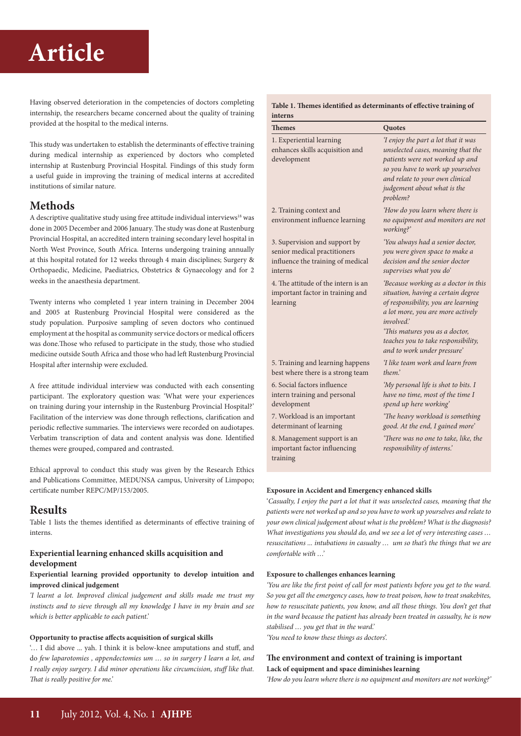Having observed deterioration in the competencies of doctors completing internship, the researchers became concerned about the quality of training provided at the hospital to the medical interns.

This study was undertaken to establish the determinants of effective training during medical internship as experienced by doctors who completed internship at Rustenburg Provincial Hospital. Findings of this study form a useful guide in improving the training of medical interns at accredited institutions of similar nature.

## Methods

A descriptive qualitative study using free attitude individual interviews[18] was done in 2005 December and 2006 January. The study was done at Rustenburg Provincial Hospital, an accredited intern training secondary level hospital in North West Province, South Africa. Interns undergoing training annually at this hospital rotated for 12 weeks through 4 main disciplines; Surgery & Orthopaedic, Medicine, Paediatrics, Obstetrics & Gynaecology and for 2 weeks in the anaesthesia department.

Twenty interns who completed 1 year intern training in December 2004 and 2005 at Rustenburg Provincial Hospital were considered as the study population. Purposive sampling of seven doctors who continued employment at the hospital as community service doctors or medical officers was done.Those who refused to participate in the study, those who studied medicine outside South Africa and those who had left Rustenburg Provincial Hospital after internship were excluded.

A free attitude individual interview was conducted with each consenting participant. The exploratory question was: 'What were your experiences on training during your internship in the Rustenburg Provincial Hospital?' Facilitation of the interview was done through reflections, clarification and periodic reflective summaries. The interviews were recorded on audiotapes. Verbatim transcription of data and content analysis was done. Identified themes were grouped, compared and contrasted.

Ethical approval to conduct this study was given by the Research Ethics and Publications Committee, MEDUNSA campus, University of Limpopo; certificate number REPC/MP/153/2005.

## Results

Table 1 lists the themes identified as determinants of effective training of interns.

**Table 1. Themes identified as determinants of effective training of interns**

| Themes | Quotes |
|---|---|
| 1. Experiential learning enhances skills acquisition and development | *'I enjoy the part a lot that it was unselected cases, meaning that the patients were not worked up and so you have to work up yourselves and relate to your own clinical judgement about what is the problem?* |
| 2. Training context and environment influence learning | *'How do you learn where there is no equipment and monitors are not working?'* |
| 3. Supervision and support by senior medical practitioners influence the training of medical interns | *'You always had a senior doctor, you were given space to make a decision and the senior doctor supervises what you do'* |
| 4. The attitude of the intern is an important factor in training and learning | *'Because working as a doctor in this situation, having a certain degree of responsibility, you are learning a lot more, you are more actively involved.'* *'This matures you as a doctor, teaches you to take responsibility, and to work under pressure'* |
| 5. Training and learning happens best where there is a strong team | *'I like team work and learn from them.'* |
| 6. Social factors influence intern training and personal development | *'My personal life is shot to bits. I have no time, most of the time I spend up here working'* |
| 7. Workload is an important determinant of learning | *'The heavy workload is something good. At the end, I gained more'* |
| 8. Management support is an important factor influencing training | *'There was no one to take, like, the responsibility of interns.'* |

### Experiential learning enhanced skills acquisition and development

**Experiential learning provided opportunity to develop intuition and improved clinical judgement**

*'I learnt a lot. Improved clinical judgement and skills made me trust my instincts and to sieve through all my knowledge I have in my brain and see which is better applicable to each patient.'*

**Opportunity to practise affects acquisition of surgical skills**

'… I did above ... yah. I think it is below-knee amputations and stuff, and do *few laparotomies , appendectomies um … so in surgery I learn a lot, and I really enjoy surgery. I did minor operations like circumcision, stuff like that. That is really positive for me.'*

**Exposure in Accident and Emergency enhanced skills**

'*Casualty, I enjoy the part a lot that it was unselected cases, meaning that the patients were not worked up and so you have to work up yourselves and relate to your own clinical judgement about what is the problem? What is the diagnosis? What investigations you should do, and we see a lot of very interesting cases … resuscitations ... intubations in casualty … um so that's the things that we are comfortable with …'*

**Exposure to challenges enhances learning**

*'You are like the first point of call for most patients before you get to the ward. So you get all the emergency cases, how to treat poison, how to treat snakebites, how to resuscitate patients, you know, and all those things. You don't get that in the ward because the patient has already been treated in casualty, he is now stabilised … you get that in the ward.'*

*'You need to know these things as doctors'.*

### The environment and context of training is important

**Lack of equipment and space diminishes learning**

*'How do you learn where there is no equipment and monitors are not working?'*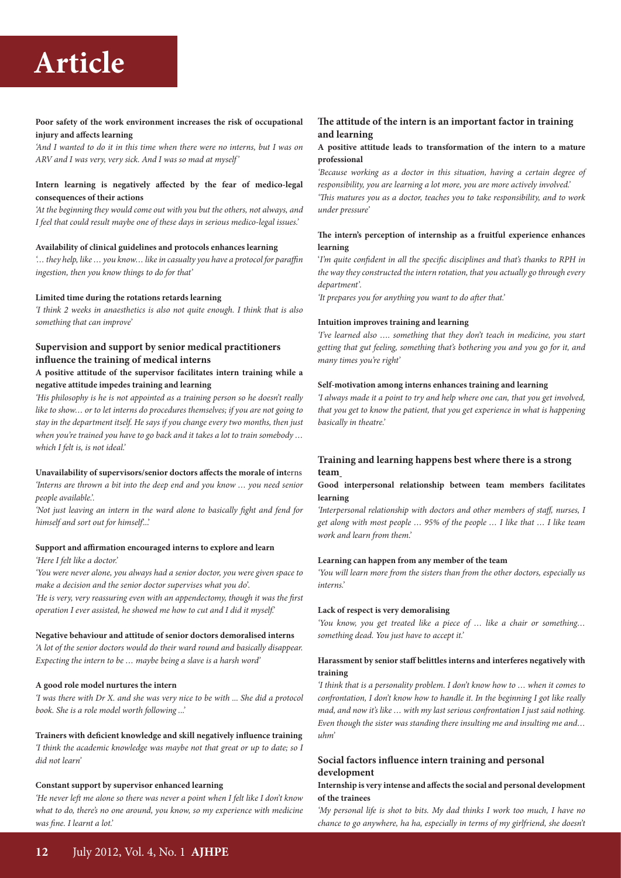**Poor safety of the work environment increases the risk of occupational injury and affects learning**

*'And I wanted to do it in this time when there were no interns, but I was on ARV and I was very, very sick. And I was so mad at myself'*

**Intern learning is negatively affected by the fear of medico-legal consequences of their actions**

*'At the beginning they would come out with you but the others, not always, and I feel that could result maybe one of these days in serious medico-legal issues.'*

**Availability of clinical guidelines and protocols enhances learning**

*'... they help, like ... you know... like in casualty you have a protocol for paraffin ingestion, then you know things to do for that'*

**Limited time during the rotations retards learning**

*'I think 2 weeks in anaesthetics is also not quite enough. I think that is also something that can improve'*

### Supervision and support by senior medical practitioners influence the training of medical interns

**A positive attitude of the supervisor facilitates intern training while a negative attitude impedes training and learning**

*'His philosophy is he is not appointed as a training person so he doesn't really like to show... or to let interns do procedures themselves; if you are not going to stay in the department itself. He says if you change every two months, then just when you're trained you have to go back and it takes a lot to train somebody ... which I felt is, is not ideal.'*

**Unavailability of supervisors/senior doctors affects the morale of interns**

*'Interns are thrown a bit into the deep end and you know ... you need senior people available.'.*

*'Not just leaving an intern in the ward alone to basically fight and fend for himself and sort out for himself...'*

**Support and affirmation encouraged interns to explore and learn**

*'Here I felt like a doctor.'*

*'You were never alone, you always had a senior doctor, you were given space to make a decision and the senior doctor supervises what you do'.*

*'He is very, very reassuring even with an appendectomy, though it was the first operation I ever assisted, he showed me how to cut and I did it myself.'*

**Negative behaviour and attitude of senior doctors demoralised interns**

*'A lot of the senior doctors would do their ward round and basically disappear. Expecting the intern to be ... maybe being a slave is a harsh word'*

**A good role model nurtures the intern**

*'I was there with Dr X. and she was very nice to be with ... She did a protocol book. She is a role model worth following ...'*

**Trainers with deficient knowledge and skill negatively influence training**

*'I think the academic knowledge was maybe not that great or up to date; so I did not learn'*

**Constant support by supervisor enhanced learning**

*'He never left me alone so there was never a point when I felt like I don't know what to do, there's no one around, you know, so my experience with medicine was fine. I learnt a lot.'*

### The attitude of the intern is an important factor in training and learning

**A positive attitude leads to transformation of the intern to a mature professional**

*'Because working as a doctor in this situation, having a certain degree of responsibility, you are learning a lot more, you are more actively involved.'*

*'This matures you as a doctor, teaches you to take responsibility, and to work under pressure'*

**The intern's perception of internship as a fruitful experience enhances learning**

*'I'm quite confident in all the specific disciplines and that's thanks to RPH in the way they constructed the intern rotation, that you actually go through every department'.*

*'It prepares you for anything you want to do after that.'*

**Intuition improves training and learning**

*'I've learned also .... something that they don't teach in medicine, you start getting that gut feeling, something that's bothering you and you go for it, and many times you're right'*

**Self-motivation among interns enhances training and learning**

*'I always made it a point to try and help where one can, that you get involved, that you get to know the patient, that you get experience in what is happening basically in theatre.'*

### Training and learning happens best where there is a strong team

**Good interpersonal relationship between team members facilitates learning**

*'Interpersonal relationship with doctors and other members of staff, nurses, I get along with most people ... 95% of the people ... I like that ... I like team work and learn from them.'*

**Learning can happen from any member of the team**

*'You will learn more from the sisters than from the other doctors, especially us interns.'*

**Lack of respect is very demoralising**

*'You know, you get treated like a piece of ... like a chair or something... something dead. You just have to accept it.'*

**Harassment by senior staff belittles interns and interferes negatively with training**

*'I think that is a personality problem. I don't know how to ... when it comes to confrontation, I don't know how to handle it. In the beginning I got like really mad, and now it's like ... with my last serious confrontation I just said nothing. Even though the sister was standing there insulting me and insulting me and... uhm'*

### Social factors influence intern training and personal development

**Internship is very intense and affects the social and personal development of the trainees**

*'My personal life is shot to bits. My dad thinks I work too much, I have no chance to go anywhere, ha ha, especially in terms of my girlfriend, she doesn't*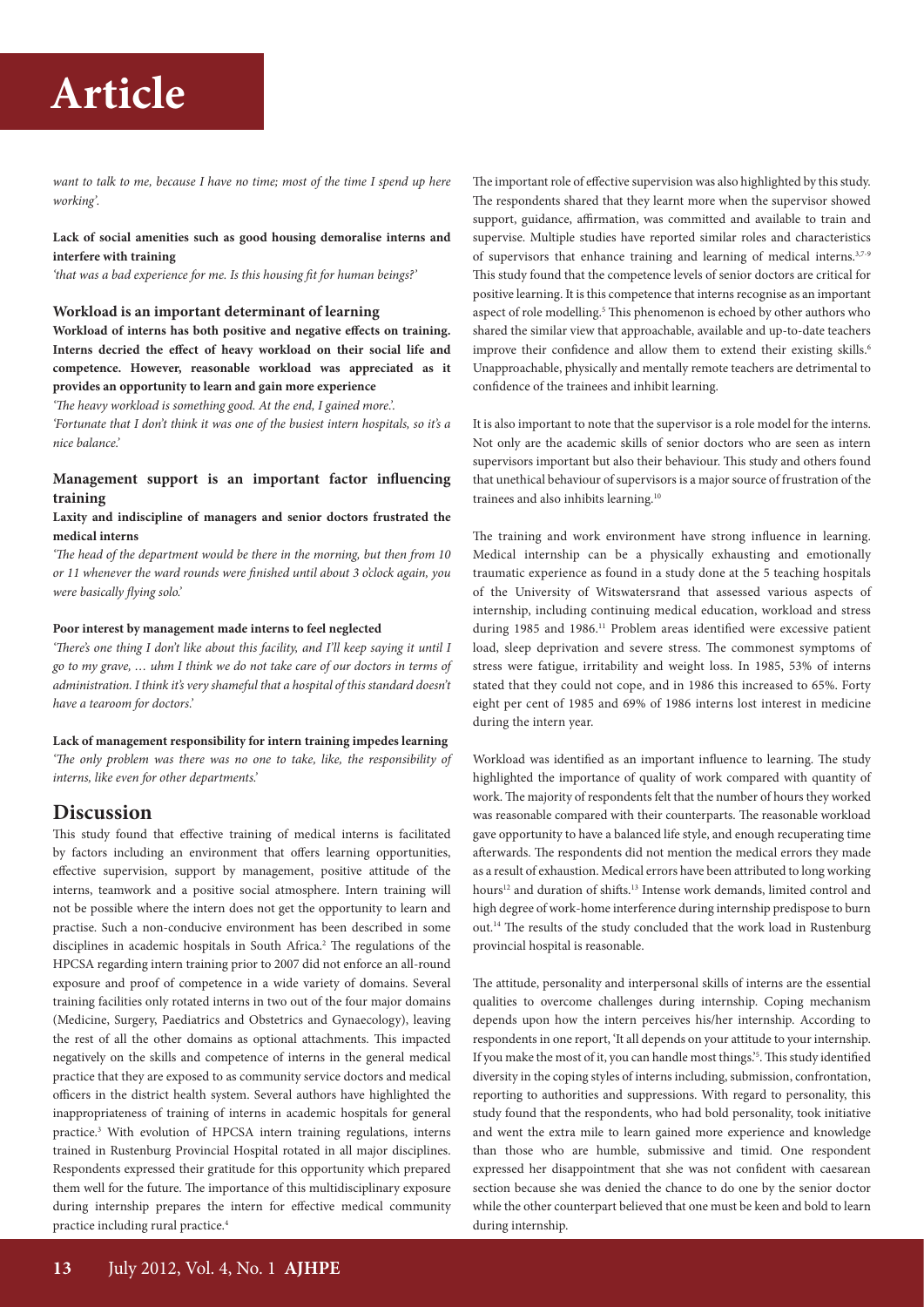*want to talk to me, because I have no time; most of the time I spend up here working'.*

**Lack of social amenities such as good housing demoralise interns and interfere with training**

*'that was a bad experience for me. Is this housing fit for human beings?'*

### Workload is an important determinant of learning

**Workload of interns has both positive and negative effects on training. Interns decried the effect of heavy workload on their social life and competence. However, reasonable workload was appreciated as it provides an opportunity to learn and gain more experience**

*'The heavy workload is something good. At the end, I gained more.'.*

*'Fortunate that I don't think it was one of the busiest intern hospitals, so it's a nice balance.'*

### Management support is an important factor influencing training

**Laxity and indiscipline of managers and senior doctors frustrated the medical interns**

*'The head of the department would be there in the morning, but then from 10 or 11 whenever the ward rounds were finished until about 3 o'clock again, you were basically flying solo.'*

**Poor interest by management made interns to feel neglected**

*'There's one thing I don't like about this facility, and I'll keep saying it until I go to my grave, … uhm I think we do not take care of our doctors in terms of administration. I think it's very shameful that a hospital of this standard doesn't have a tearoom for doctors.'*

**Lack of management responsibility for intern training impedes learning**

*'The only problem was there was no one to take, like, the responsibility of interns, like even for other departments.'*

## Discussion

This study found that effective training of medical interns is facilitated by factors including an environment that offers learning opportunities, effective supervision, support by management, positive attitude of the interns, teamwork and a positive social atmosphere. Intern training will not be possible where the intern does not get the opportunity to learn and practise. Such a non-conducive environment has been described in some disciplines in academic hospitals in South Africa.[2] The regulations of the HPCSA regarding intern training prior to 2007 did not enforce an all-round exposure and proof of competence in a wide variety of domains. Several training facilities only rotated interns in two out of the four major domains (Medicine, Surgery, Paediatrics and Obstetrics and Gynaecology), leaving the rest of all the other domains as optional attachments. This impacted negatively on the skills and competence of interns in the general medical practice that they are exposed to as community service doctors and medical officers in the district health system. Several authors have highlighted the inappropriateness of training of interns in academic hospitals for general practice.[3] With evolution of HPCSA intern training regulations, interns trained in Rustenburg Provincial Hospital rotated in all major disciplines. Respondents expressed their gratitude for this opportunity which prepared them well for the future. The importance of this multidisciplinary exposure during internship prepares the intern for effective medical community practice including rural practice.[4]

The important role of effective supervision was also highlighted by this study. The respondents shared that they learnt more when the supervisor showed support, guidance, affirmation, was committed and available to train and supervise. Multiple studies have reported similar roles and characteristics of supervisors that enhance training and learning of medical interns.[3,7-9] This study found that the competence levels of senior doctors are critical for positive learning. It is this competence that interns recognise as an important aspect of role modelling.[5] This phenomenon is echoed by other authors who shared the similar view that approachable, available and up-to-date teachers improve their confidence and allow them to extend their existing skills.[6] Unapproachable, physically and mentally remote teachers are detrimental to confidence of the trainees and inhibit learning.

It is also important to note that the supervisor is a role model for the interns. Not only are the academic skills of senior doctors who are seen as intern supervisors important but also their behaviour. This study and others found that unethical behaviour of supervisors is a major source of frustration of the trainees and also inhibits learning.[10]

The training and work environment have strong influence in learning. Medical internship can be a physically exhausting and emotionally traumatic experience as found in a study done at the 5 teaching hospitals of the University of Witswatersrand that assessed various aspects of internship, including continuing medical education, workload and stress during 1985 and 1986.[11] Problem areas identified were excessive patient load, sleep deprivation and severe stress. The commonest symptoms of stress were fatigue, irritability and weight loss. In 1985, 53% of interns stated that they could not cope, and in 1986 this increased to 65%. Forty eight per cent of 1985 and 69% of 1986 interns lost interest in medicine during the intern year.

Workload was identified as an important influence to learning. The study highlighted the importance of quality of work compared with quantity of work. The majority of respondents felt that the number of hours they worked was reasonable compared with their counterparts. The reasonable workload gave opportunity to have a balanced life style, and enough recuperating time afterwards. The respondents did not mention the medical errors they made as a result of exhaustion. Medical errors have been attributed to long working hours[12] and duration of shifts.[13] Intense work demands, limited control and high degree of work-home interference during internship predispose to burn out.[14] The results of the study concluded that the work load in Rustenburg provincial hospital is reasonable.

The attitude, personality and interpersonal skills of interns are the essential qualities to overcome challenges during internship. Coping mechanism depends upon how the intern perceives his/her internship. According to respondents in one report, 'It all depends on your attitude to your internship. If you make the most of it, you can handle most things.'[5]. This study identified diversity in the coping styles of interns including, submission, confrontation, reporting to authorities and suppressions. With regard to personality, this study found that the respondents, who had bold personality, took initiative and went the extra mile to learn gained more experience and knowledge than those who are humble, submissive and timid. One respondent expressed her disappointment that she was not confident with caesarean section because she was denied the chance to do one by the senior doctor while the other counterpart believed that one must be keen and bold to learn during internship.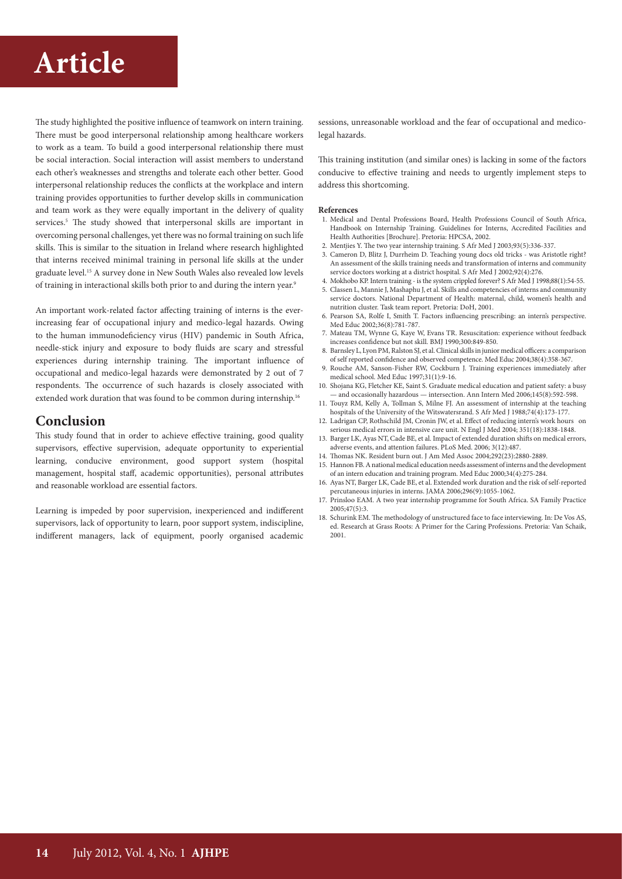The study highlighted the positive influence of teamwork on intern training. There must be good interpersonal relationship among healthcare workers to work as a team. To build a good interpersonal relationship there must be social interaction. Social interaction will assist members to understand each other's weaknesses and strengths and tolerate each other better. Good interpersonal relationship reduces the conflicts at the workplace and intern training provides opportunities to further develop skills in communication and team work as they were equally important in the delivery of quality services.[5] The study showed that interpersonal skills are important in overcoming personal challenges, yet there was no formal training on such life skills. This is similar to the situation in Ireland where research highlighted that interns received minimal training in personal life skills at the under graduate level.[15] A survey done in New South Wales also revealed low levels of training in interactional skills both prior to and during the intern year.[9]

An important work-related factor affecting training of interns is the ever-increasing fear of occupational injury and medico-legal hazards. Owing to the human immunodeficiency virus (HIV) pandemic in South Africa, needle-stick injury and exposure to body fluids are scary and stressful experiences during internship training. The important influence of occupational and medico-legal hazards were demonstrated by 2 out of 7 respondents. The occurrence of such hazards is closely associated with extended work duration that was found to be common during internship.[16]

## Conclusion

This study found that in order to achieve effective training, good quality supervisors, effective supervision, adequate opportunity to experiential learning, conducive environment, good support system (hospital management, hospital staff, academic opportunities), personal attributes and reasonable workload are essential factors.

Learning is impeded by poor supervision, inexperienced and indifferent supervisors, lack of opportunity to learn, poor support system, indiscipline, indifferent managers, lack of equipment, poorly organised academic sessions, unreasonable workload and the fear of occupational and medico-legal hazards.

This training institution (and similar ones) is lacking in some of the factors conducive to effective training and needs to urgently implement steps to address this shortcoming.

### References

1. Medical and Dental Professions Board, Health Professions Council of South Africa, Handbook on Internship Training. Guidelines for Interns, Accredited Facilities and Health Authorities [Brochure]. Pretoria: HPCSA, 2002.
2. Mentjies Y. The two year internship training. S Afr Med J 2003;93(5):336-337.
3. Cameron D, Blitz J, Durrheim D. Teaching young docs old tricks - was Aristotle right? An assessment of the skills training needs and transformation of interns and community service doctors working at a district hospital. S Afr Med J 2002;92(4):276.
4. Mokhobo KP. Intern training - is the system crippled forever? S Afr Med J 1998;88(1):54-55.
5. Classen L, Mannie J, Mashaphu J, et al. Skills and competencies of interns and community service doctors. National Department of Health: maternal, child, women's health and nutrition cluster. Task team report. Pretoria: DoH, 2001.
6. Pearson SA, Rolfe I, Smith T. Factors influencing prescribing: an intern's perspective. Med Educ 2002;36(8):781-787.
7. Mateau TM, Wynne G, Kaye W, Evans TR. Resuscitation: experience without feedback increases confidence but not skill. BMJ 1990;300:849-850.
8. Barnsley L, Lyon PM, Ralston SJ, et al. Clinical skills in junior medical officers: a comparison of self reported confidence and observed competence. Med Educ 2004;38(4):358-367.
9. Rouche AM, Sanson-Fisher RW, Cockburn J. Training experiences immediately after medical school. Med Educ 1997;31(1):9-16.
10. Shojana KG, Fletcher KE, Saint S. Graduate medical education and patient safety: a busy — and occasionally hazardous — intersection. Ann Intern Med 2006;145(8):592-598.
11. Touyz RM, Kelly A, Tollman S, Milne FJ. An assessment of internship at the teaching hospitals of the University of the Witswatersrand. S Afr Med J 1988;74(4):173-177.
12. Ladrigan CP, Rothschild JM, Cronin JW, et al. Effect of reducing intern's work hours on serious medical errors in intensive care unit. N Engl J Med 2004; 351(18):1838-1848.
13. Barger LK, Ayas NT, Cade BE, et al. Impact of extended duration shifts on medical errors, adverse events, and attention failures. PLoS Med. 2006; 3(12):487.
14. Thomas NK. Resident burn out. J Am Med Assoc 2004;292(23):2880-2889.
15. Hannon FB. A national medical education needs assessment of interns and the development of an intern education and training program. Med Educ 2000;34(4):275-284.
16. Ayas NT, Barger LK, Cade BE, et al. Extended work duration and the risk of self-reported percutaneous injuries in interns. JAMA 2006;296(9):1055-1062.
17. Prinsloo EAM. A two year internship programme for South Africa. SA Family Practice 2005;47(5):3.
18. Schurink EM. The methodology of unstructured face to face interviewing. In: De Vos AS, ed. Research at Grass Roots: A Primer for the Caring Professions. Pretoria: Van Schaik, 2001.